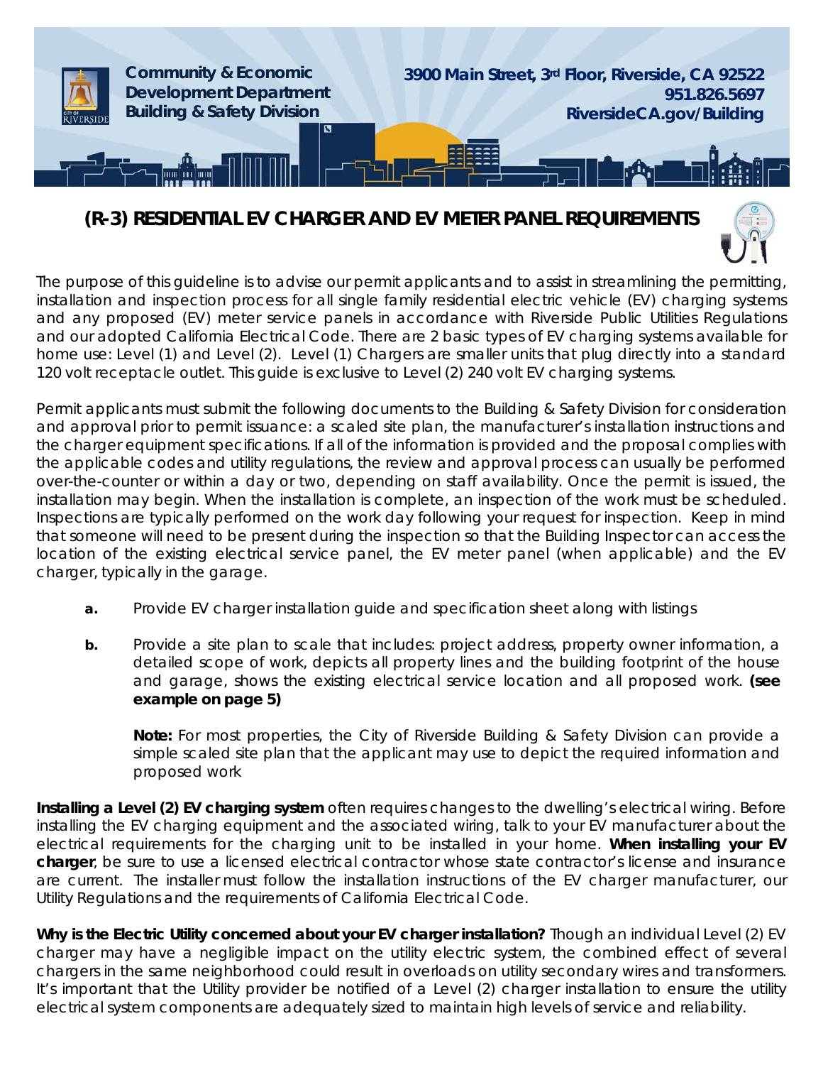Community & Economic Development Department
Building & Safety Division

3900 Main Street, 3rd Floor, Riverside, CA 92522
951.826.5697
RiversideCA.gov/Building

# (R-3) RESIDENTIAL EV CHARGER AND EV METER PANEL REQUIREMENTS

The purpose of this guideline is to advise our permit applicants and to assist in streamlining the permitting, installation and inspection process for all single family residential electric vehicle (EV) charging systems and any proposed (EV) meter service panels in accordance with Riverside Public Utilities Regulations and our adopted California Electrical Code. There are 2 basic types of EV charging systems available for home use: Level (1) and Level (2). Level (1) Chargers are smaller units that plug directly into a standard 120 volt receptacle outlet. This guide is exclusive to Level (2) 240 volt EV charging systems.

Permit applicants must submit the following documents to the Building & Safety Division for consideration and approval prior to permit issuance: a scaled site plan, the manufacturer's installation instructions and the charger equipment specifications. If all of the information is provided and the proposal complies with the applicable codes and utility regulations, the review and approval process can usually be performed over-the-counter or within a day or two, depending on staff availability. Once the permit is issued, the installation may begin. When the installation is complete, an inspection of the work must be scheduled. Inspections are typically performed on the work day following your request for inspection. Keep in mind that someone will need to be present during the inspection so that the Building Inspector can access the location of the existing electrical service panel, the EV meter panel (when applicable) and the EV charger, typically in the garage.

**a.** Provide EV charger installation guide and specification sheet along with listings

**b.** Provide a site plan to scale that includes: project address, property owner information, a detailed scope of work, depicts all property lines and the building footprint of the house and garage, shows the existing electrical service location and all proposed work. **(see example on page 5)**

**Note:** For most properties, the City of Riverside Building & Safety Division can provide a simple scaled site plan that the applicant may use to depict the required information and proposed work

**Installing a Level (2) EV charging system** often requires changes to the dwelling's electrical wiring. Before installing the EV charging equipment and the associated wiring, talk to your EV manufacturer about the electrical requirements for the charging unit to be installed in your home. **When installing your EV charger**, be sure to use a licensed electrical contractor whose state contractor's license and insurance are current. The installer must follow the installation instructions of the EV charger manufacturer, our Utility Regulations and the requirements of California Electrical Code.

**Why is the Electric Utility concerned about your EV charger installation?** Though an individual Level (2) EV charger may have a negligible impact on the utility electric system, the combined effect of several chargers in the same neighborhood could result in overloads on utility secondary wires and transformers. It's important that the Utility provider be notified of a Level (2) charger installation to ensure the utility electrical system components are adequately sized to maintain high levels of service and reliability.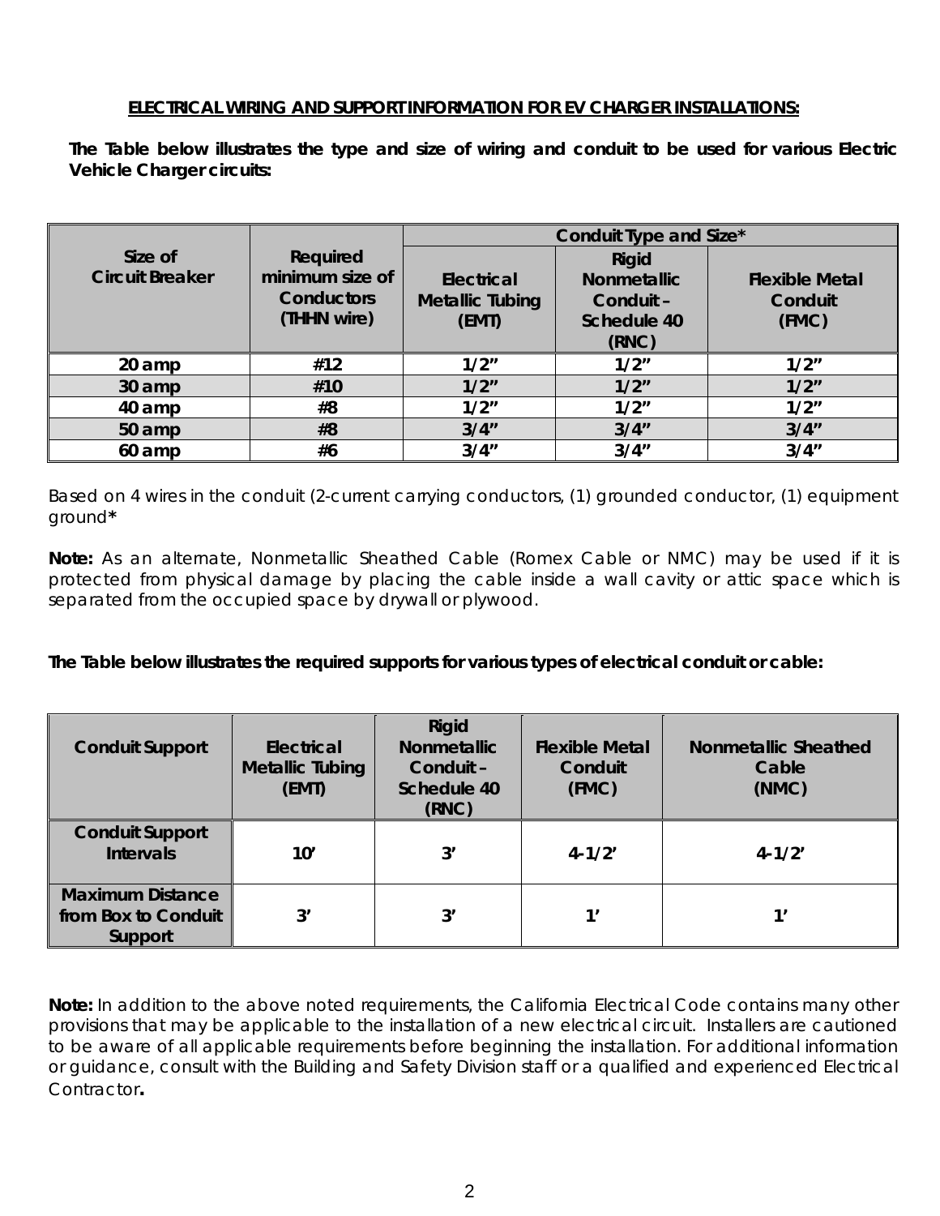## ELECTRICAL WIRING AND SUPPORT INFORMATION FOR EV CHARGER INSTALLATIONS:

**The Table below illustrates the type and size of wiring and conduit to be used for various Electric Vehicle Charger circuits:**

| Size of Circuit Breaker | Required minimum size of Conductors (THHN wire) | Conduit Type and Size* | | |
|---|---|---|---|---|
| | | Electrical Metallic Tubing (EMT) | Rigid Nonmetallic Conduit – Schedule 40 (RNC) | Flexible Metal Conduit (FMC) |
| 20 amp | #12 | 1/2" | 1/2" | 1/2" |
| 30 amp | #10 | 1/2" | 1/2" | 1/2" |
| 40 amp | #8 | 1/2" | 1/2" | 1/2" |
| 50 amp | #8 | 3/4" | 3/4" | 3/4" |
| 60 amp | #6 | 3/4" | 3/4" | 3/4" |

*Based on 4 wires in the conduit (2-current carrying conductors, (1) grounded conductor, (1) equipment ground**\***

***Note:** As an alternate, Nonmetallic Sheathed Cable (Romex Cable or NMC) may be used if it is protected from physical damage by placing the cable inside a wall cavity or attic space which is separated from the occupied space by drywall or plywood.*

**The Table below illustrates the required supports for various types of electrical conduit or cable:**

| Conduit Support | Electrical Metallic Tubing (EMT) | Rigid Nonmetallic Conduit – Schedule 40 (RNC) | Flexible Metal Conduit (FMC) | Nonmetallic Sheathed Cable (NMC) |
|---|---|---|---|---|
| Conduit Support Intervals | 10' | 3' | 4-1/2' | 4-1/2' |
| Maximum Distance from Box to Conduit Support | 3' | 3' | 1' | 1' |

**Note:** In addition to the above noted requirements, the California Electrical Code contains many other provisions that may be applicable to the installation of a new electrical circuit. Installers are cautioned to be aware of all applicable requirements before beginning the installation. For additional information or guidance, consult with the Building and Safety Division staff or a qualified and experienced Electrical Contractor**.**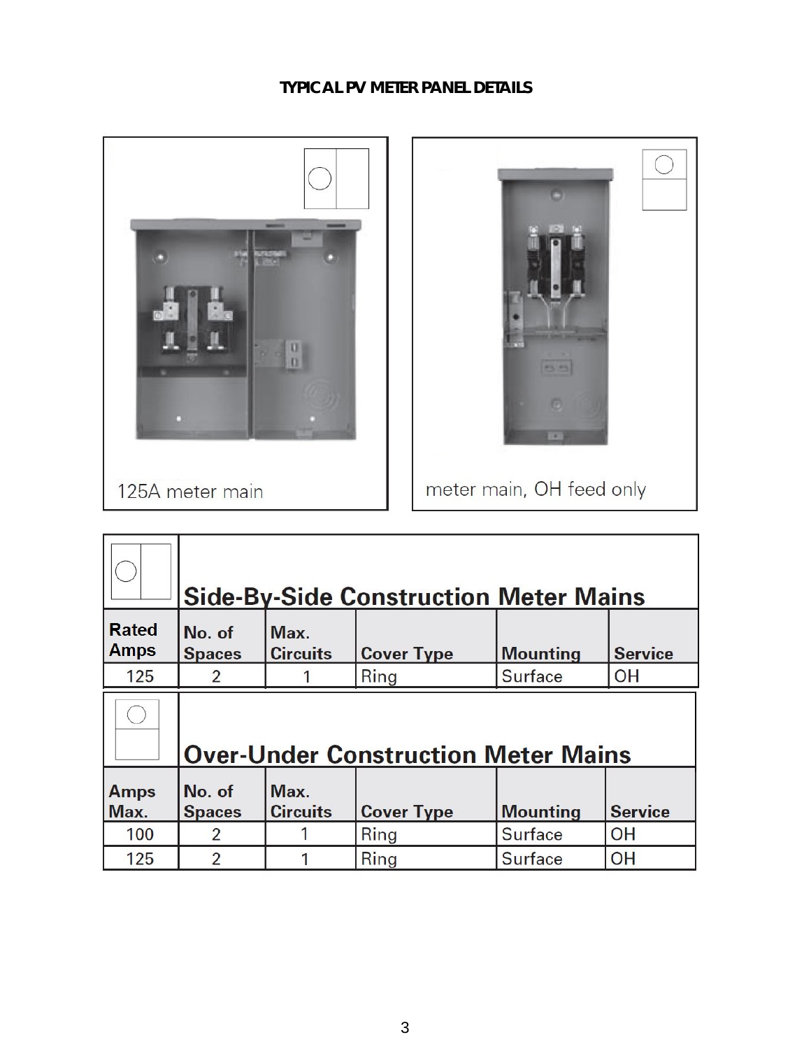## TYPICAL PV METER PANEL DETAILS

125A meter main

meter main, OH feed only

### Side-By-Side Construction Meter Mains

| Rated Amps | No. of Spaces | Max. Circuits | Cover Type | Mounting | Service |
|---|---|---|---|---|---|
| 125 | 2 | 1 | Ring | Surface | OH |

### Over-Under Construction Meter Mains

| Amps Max. | No. of Spaces | Max. Circuits | Cover Type | Mounting | Service |
|---|---|---|---|---|---|
| 100 | 2 | 1 | Ring | Surface | OH |
| 125 | 2 | 1 | Ring | Surface | OH |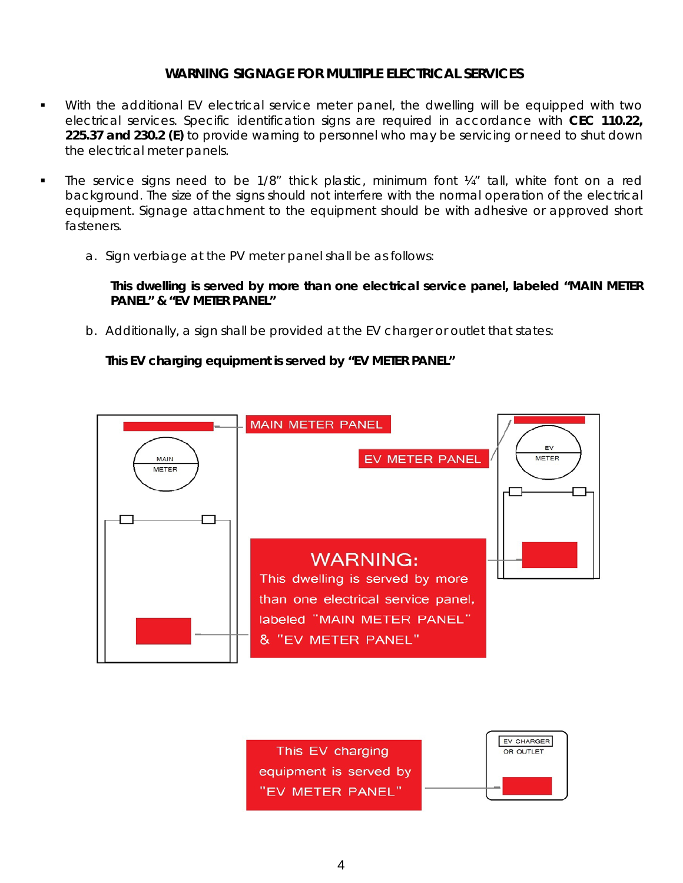## WARNING SIGNAGE FOR MULTIPLE ELECTRICAL SERVICES

- With the additional EV electrical service meter panel, the dwelling will be equipped with two electrical services. Specific identification signs are required in accordance with **CEC 110.22, 225.37 and 230.2 (E)** to provide warning to personnel who may be servicing or need to shut down the electrical meter panels.

- The service signs need to be 1/8" thick plastic, minimum font ¼" tall, white font on a red background. The size of the signs should not interfere with the normal operation of the electrical equipment. Signage attachment to the equipment should be with adhesive or approved short fasteners.

   a. Sign verbiage at the PV meter panel shall be as follows:

      **This dwelling is served by more than one electrical service panel, labeled "MAIN METER PANEL" & "EV METER PANEL"**

   b. Additionally, a sign shall be provided at the EV charger or outlet that states:

      **This EV charging equipment is served by "EV METER PANEL"**

MAIN METER PANEL

EV METER PANEL

MAIN METER

EV METER

WARNING:
This dwelling is served by more than one electrical service panel, labeled "MAIN METER PANEL" & "EV METER PANEL"

This EV charging equipment is served by "EV METER PANEL"

EV CHARGER OR OUTLET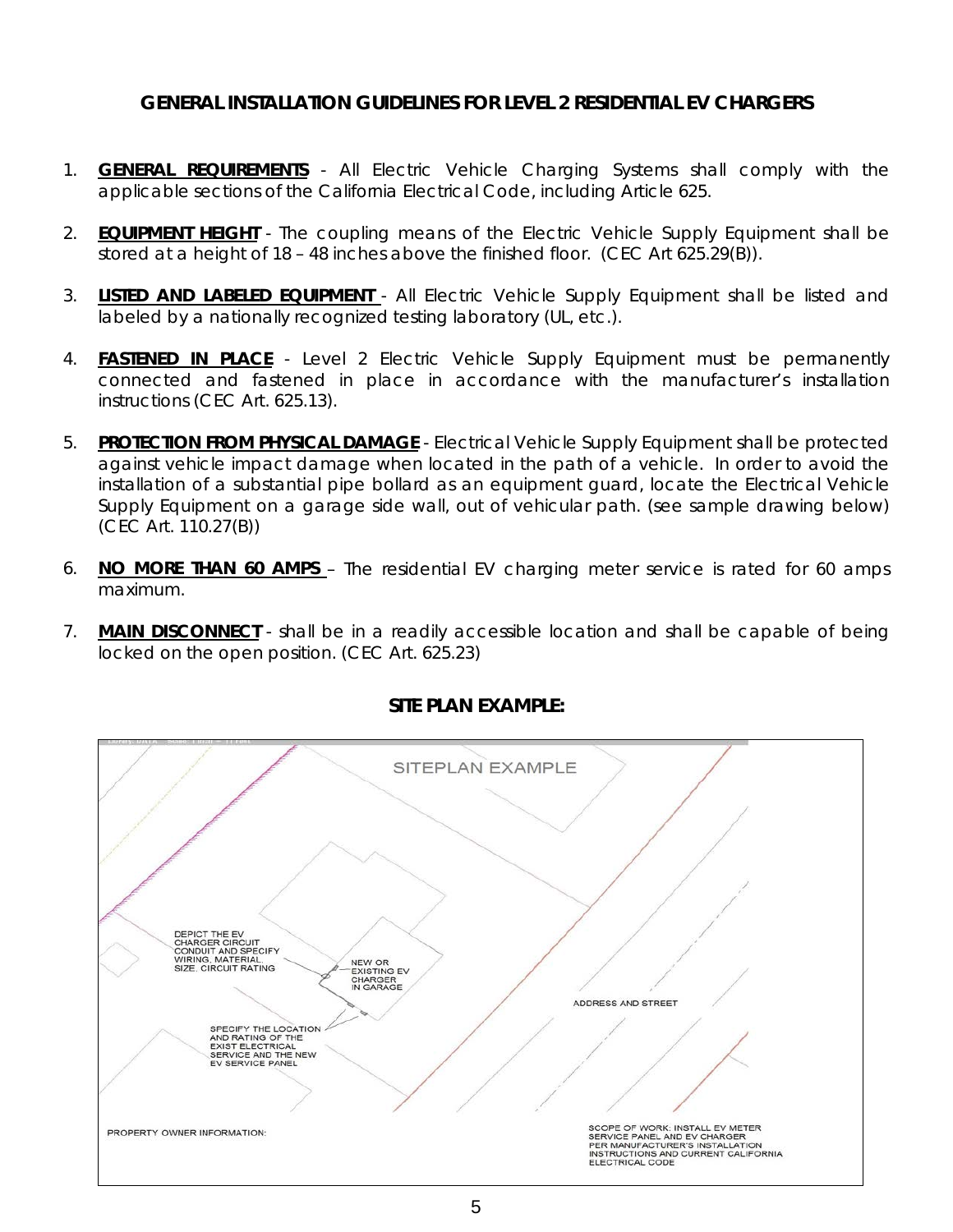## GENERAL INSTALLATION GUIDELINES FOR LEVEL 2 RESIDENTIAL EV CHARGERS

1. **GENERAL REQUIREMENTS** - All Electric Vehicle Charging Systems shall comply with the applicable sections of the California Electrical Code, including Article 625.

2. **EQUIPMENT HEIGHT** - The coupling means of the Electric Vehicle Supply Equipment shall be stored at a height of 18 – 48 inches above the finished floor. (CEC Art 625.29(B)).

3. **LISTED AND LABELED EQUIPMENT** - All Electric Vehicle Supply Equipment shall be listed and labeled by a nationally recognized testing laboratory (UL, etc.).

4. **FASTENED IN PLACE** - Level 2 Electric Vehicle Supply Equipment must be permanently connected and fastened in place in accordance with the manufacturer's installation instructions (CEC Art. 625.13).

5. **PROTECTION FROM PHYSICAL DAMAGE** - Electrical Vehicle Supply Equipment shall be protected against vehicle impact damage when located in the path of a vehicle. In order to avoid the installation of a substantial pipe bollard as an equipment guard, locate the Electrical Vehicle Supply Equipment on a garage side wall, out of vehicular path. (see sample drawing below) (CEC Art. 110.27(B))

6. **NO MORE THAN 60 AMPS** – The residential EV charging meter service is rated for 60 amps maximum.

7. **MAIN DISCONNECT** - shall be in a readily accessible location and shall be capable of being locked on the open position. (CEC Art. 625.23)

### SITE PLAN EXAMPLE:

SITEPLAN EXAMPLE

DEPICT THE EV CHARGER CIRCUIT CONDUIT AND SPECIFY WIRING, MATERIAL, SIZE, CIRCUIT RATING

NEW OR EXISTING EV CHARGER IN GARAGE

SPECIFY THE LOCATION AND RATING OF THE EXIST ELECTRICAL SERVICE AND THE NEW EV SERVICE PANEL

ADDRESS AND STREET

PROPERTY OWNER INFORMATION:

SCOPE OF WORK: INSTALL EV METER SERVICE PANEL AND EV CHARGER PER MANUFACTURER'S INSTALLATION INSTRUCTIONS AND CURRENT CALIFORNIA ELECTRICAL CODE